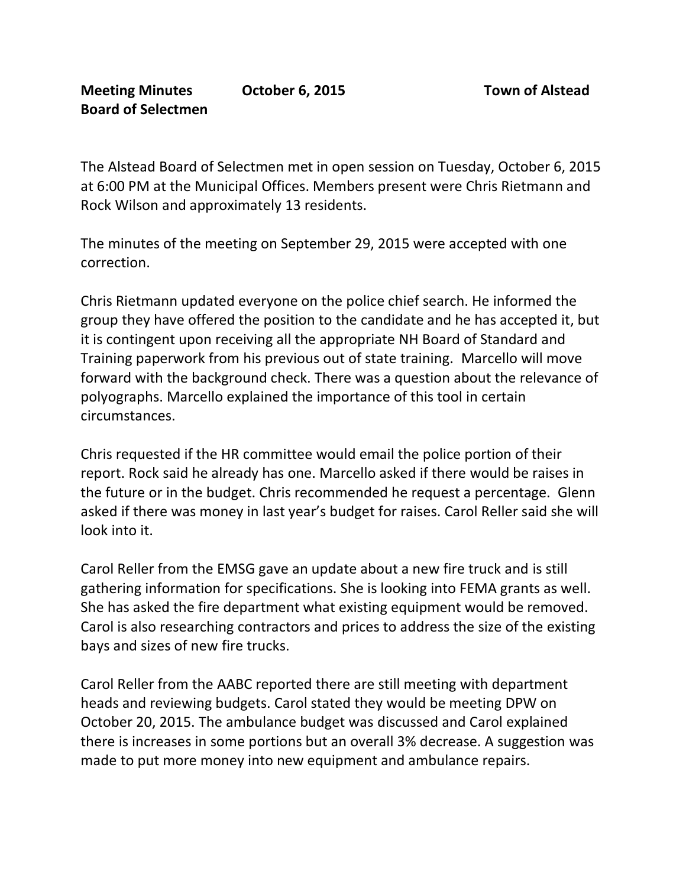**Meeting Minutes** **October 6, 2015** **Town of Alstead**
**Board of Selectmen**

The Alstead Board of Selectmen met in open session on Tuesday, October 6, 2015 at 6:00 PM at the Municipal Offices. Members present were Chris Rietmann and Rock Wilson and approximately 13 residents.

The minutes of the meeting on September 29, 2015 were accepted with one correction.

Chris Rietmann updated everyone on the police chief search. He informed the group they have offered the position to the candidate and he has accepted it, but it is contingent upon receiving all the appropriate NH Board of Standard and Training paperwork from his previous out of state training. Marcello will move forward with the background check. There was a question about the relevance of polygraphs. Marcello explained the importance of this tool in certain circumstances.

Chris requested if the HR committee would email the police portion of their report. Rock said he already has one. Marcello asked if there would be raises in the future or in the budget. Chris recommended he request a percentage. Glenn asked if there was money in last year's budget for raises. Carol Reller said she will look into it.

Carol Reller from the EMSG gave an update about a new fire truck and is still gathering information for specifications. She is looking into FEMA grants as well. She has asked the fire department what existing equipment would be removed. Carol is also researching contractors and prices to address the size of the existing bays and sizes of new fire trucks.

Carol Reller from the AABC reported there are still meeting with department heads and reviewing budgets. Carol stated they would be meeting DPW on October 20, 2015. The ambulance budget was discussed and Carol explained there is increases in some portions but an overall 3% decrease. A suggestion was made to put more money into new equipment and ambulance repairs.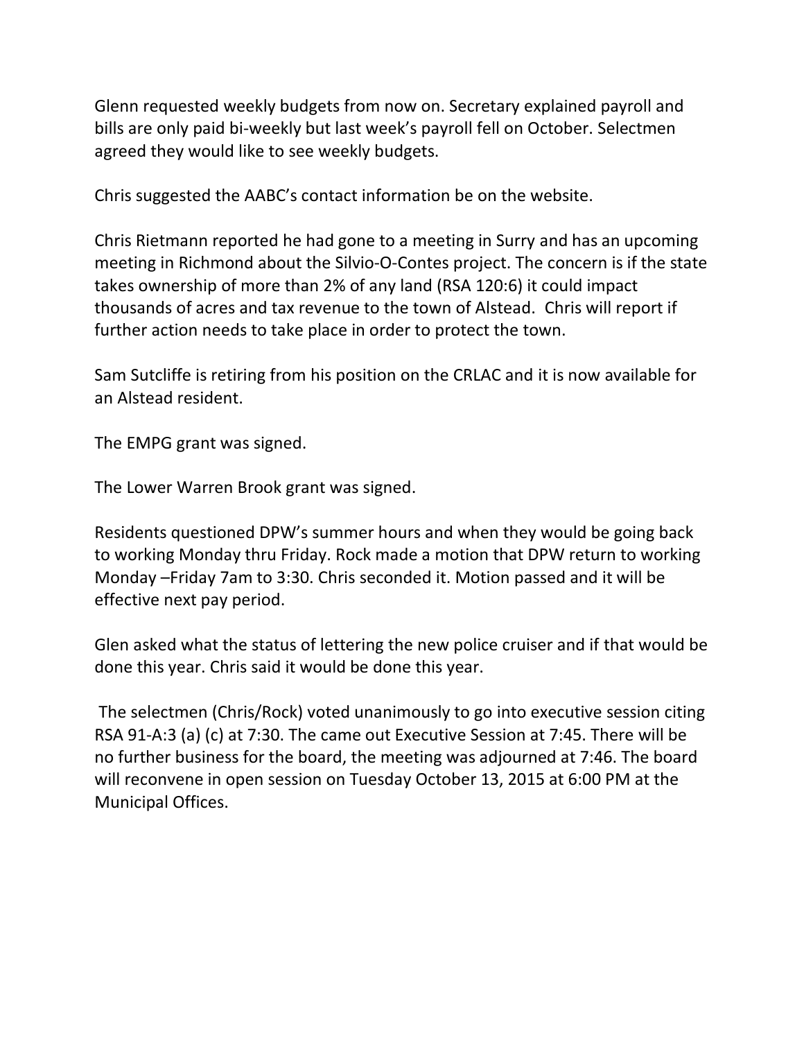Glenn requested weekly budgets from now on. Secretary explained payroll and bills are only paid bi-weekly but last week's payroll fell on October. Selectmen agreed they would like to see weekly budgets.

Chris suggested the AABC's contact information be on the website.

Chris Rietmann reported he had gone to a meeting in Surry and has an upcoming meeting in Richmond about the Silvio-O-Contes project. The concern is if the state takes ownership of more than 2% of any land (RSA 120:6) it could impact thousands of acres and tax revenue to the town of Alstead. Chris will report if further action needs to take place in order to protect the town.

Sam Sutcliffe is retiring from his position on the CRLAC and it is now available for an Alstead resident.

The EMPG grant was signed.

The Lower Warren Brook grant was signed.

Residents questioned DPW's summer hours and when they would be going back to working Monday thru Friday. Rock made a motion that DPW return to working Monday –Friday 7am to 3:30. Chris seconded it. Motion passed and it will be effective next pay period.

Glen asked what the status of lettering the new police cruiser and if that would be done this year. Chris said it would be done this year.

The selectmen (Chris/Rock) voted unanimously to go into executive session citing RSA 91-A:3 (a) (c) at 7:30. The came out Executive Session at 7:45. There will be no further business for the board, the meeting was adjourned at 7:46. The board will reconvene in open session on Tuesday October 13, 2015 at 6:00 PM at the Municipal Offices.